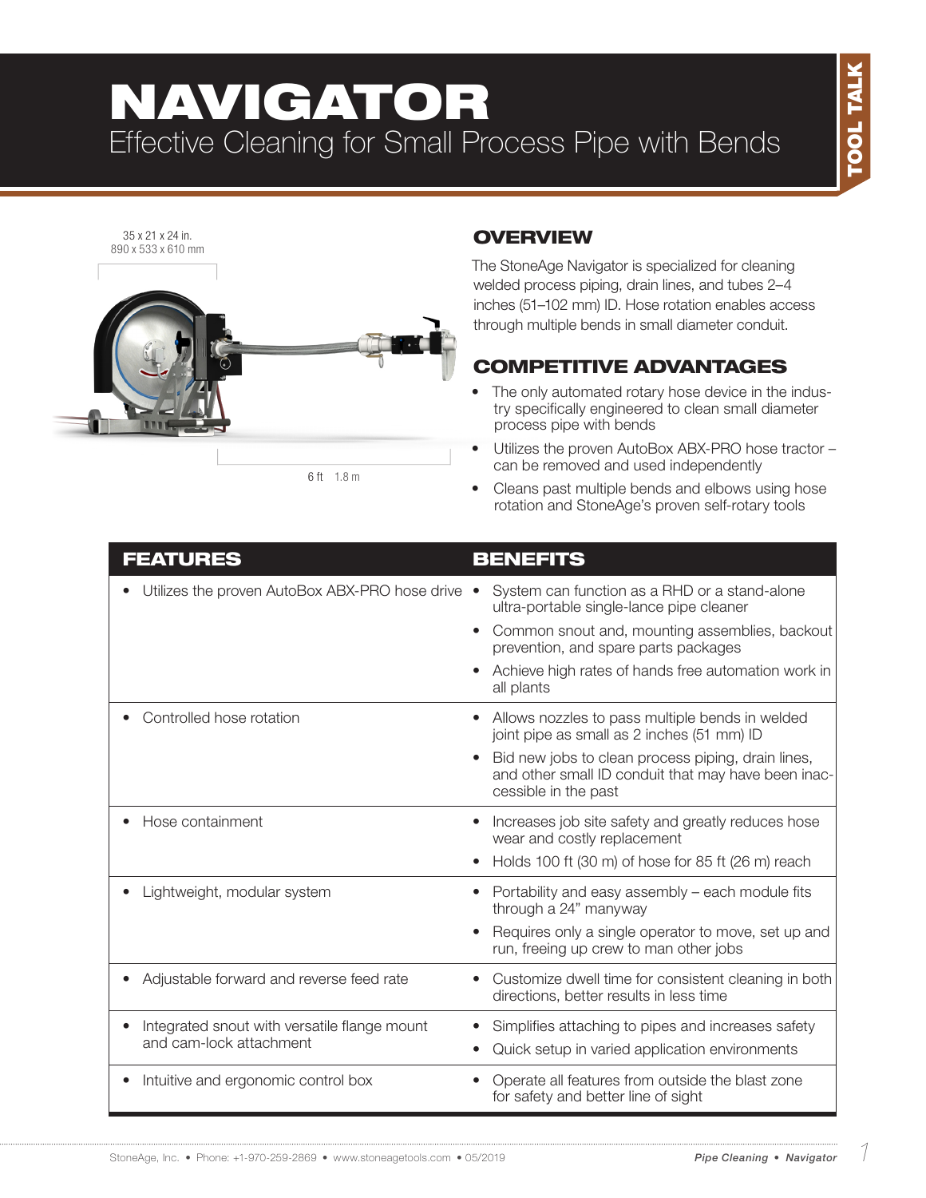# NAVIGATOR

Effective Cleaning for Small Process Pipe with Bends

TOOL TALK

35 x 21 x 24 in.
890 x 533 x 610 mm

6 ft 1.8 m

## OVERVIEW

The StoneAge Navigator is specialized for cleaning welded process piping, drain lines, and tubes 2–4 inches (51–102 mm) ID. Hose rotation enables access through multiple bends in small diameter conduit.

## COMPETITIVE ADVANTAGES

- The only automated rotary hose device in the industry specifically engineered to clean small diameter process pipe with bends
- Utilizes the proven AutoBox ABX-PRO hose tractor – can be removed and used independently
- Cleans past multiple bends and elbows using hose rotation and StoneAge's proven self-rotary tools

| FEATURES | BENEFITS |
|---|---|
| • Utilizes the proven AutoBox ABX-PRO hose drive | • System can function as a RHD or a stand-alone ultra-portable single-lance pipe cleaner<br>• Common snout and, mounting assemblies, backout prevention, and spare parts packages<br>• Achieve high rates of hands free automation work in all plants |
| • Controlled hose rotation | • Allows nozzles to pass multiple bends in welded joint pipe as small as 2 inches (51 mm) ID<br>• Bid new jobs to clean process piping, drain lines, and other small ID conduit that may have been inaccessible in the past |
| • Hose containment | • Increases job site safety and greatly reduces hose wear and costly replacement<br>• Holds 100 ft (30 m) of hose for 85 ft (26 m) reach |
| • Lightweight, modular system | • Portability and easy assembly – each module fits through a 24" manyway<br>• Requires only a single operator to move, set up and run, freeing up crew to man other jobs |
| • Adjustable forward and reverse feed rate | • Customize dwell time for consistent cleaning in both directions, better results in less time |
| • Integrated snout with versatile flange mount and cam-lock attachment | • Simplifies attaching to pipes and increases safety<br>• Quick setup in varied application environments |
| • Intuitive and ergonomic control box | • Operate all features from outside the blast zone for safety and better line of sight |

StoneAge, Inc. • Phone: +1-970-259-2869 • www.stoneagetools.com • 05/2019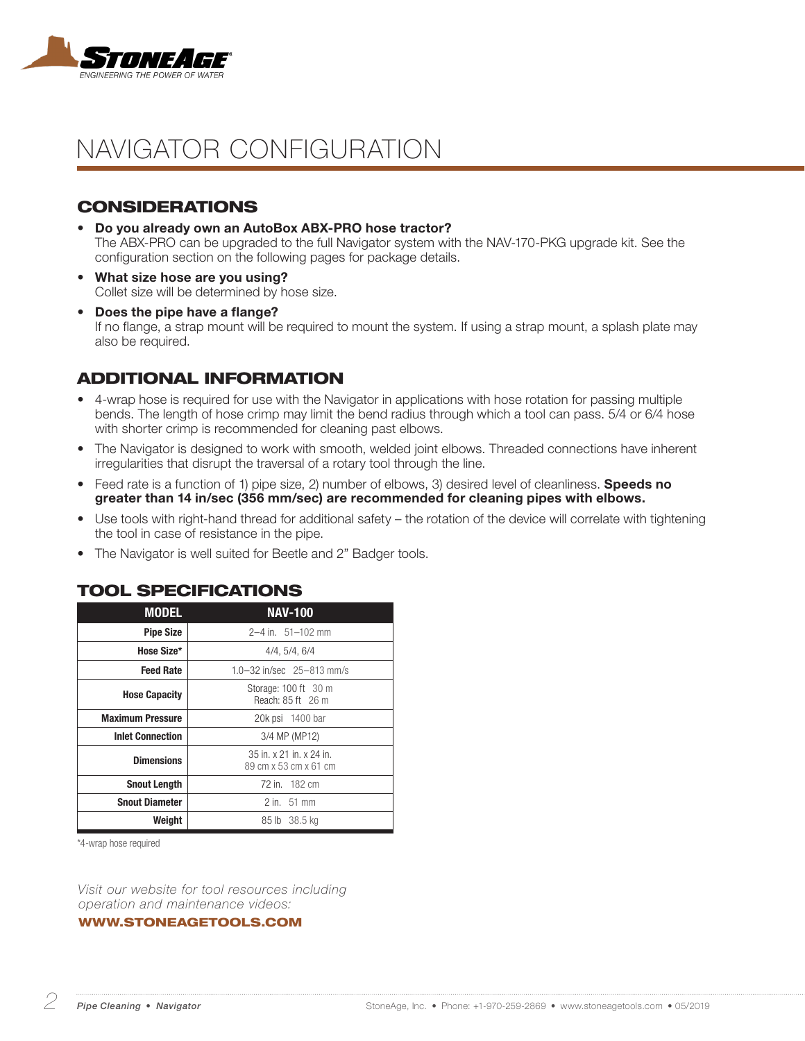# NAVIGATOR CONFIGURATION

## CONSIDERATIONS

- **Do you already own an AutoBox ABX-PRO hose tractor?**
  The ABX-PRO can be upgraded to the full Navigator system with the NAV-170-PKG upgrade kit. See the configuration section on the following pages for package details.
- **What size hose are you using?**
  Collet size will be determined by hose size.
- **Does the pipe have a flange?**
  If no flange, a strap mount will be required to mount the system. If using a strap mount, a splash plate may also be required.

## ADDITIONAL INFORMATION

- 4-wrap hose is required for use with the Navigator in applications with hose rotation for passing multiple bends. The length of hose crimp may limit the bend radius through which a tool can pass. 5/4 or 6/4 hose with shorter crimp is recommended for cleaning past elbows.
- The Navigator is designed to work with smooth, welded joint elbows. Threaded connections have inherent irregularities that disrupt the traversal of a rotary tool through the line.
- Feed rate is a function of 1) pipe size, 2) number of elbows, 3) desired level of cleanliness. **Speeds no greater than 14 in/sec (356 mm/sec) are recommended for cleaning pipes with elbows.**
- Use tools with right-hand thread for additional safety – the rotation of the device will correlate with tightening the tool in case of resistance in the pipe.
- The Navigator is well suited for Beetle and 2" Badger tools.

## TOOL SPECIFICATIONS

| MODEL | NAV-100 |
|---|---|
| Pipe Size | 2–4 in. 51–102 mm |
| Hose Size* | 4/4, 5/4, 6/4 |
| Feed Rate | 1.0–32 in/sec 25–813 mm/s |
| Hose Capacity | Storage: 100 ft 30 m<br>Reach: 85 ft 26 m |
| Maximum Pressure | 20k psi 1400 bar |
| Inlet Connection | 3/4 MP (MP12) |
| Dimensions | 35 in. x 21 in. x 24 in.<br>89 cm x 53 cm x 61 cm |
| Snout Length | 72 in. 182 cm |
| Snout Diameter | 2 in. 51 mm |
| Weight | 85 lb 38.5 kg |

*4-wrap hose required

*Visit our website for tool resources including operation and maintenance videos:*

**WWW.STONEAGETOOLS.COM**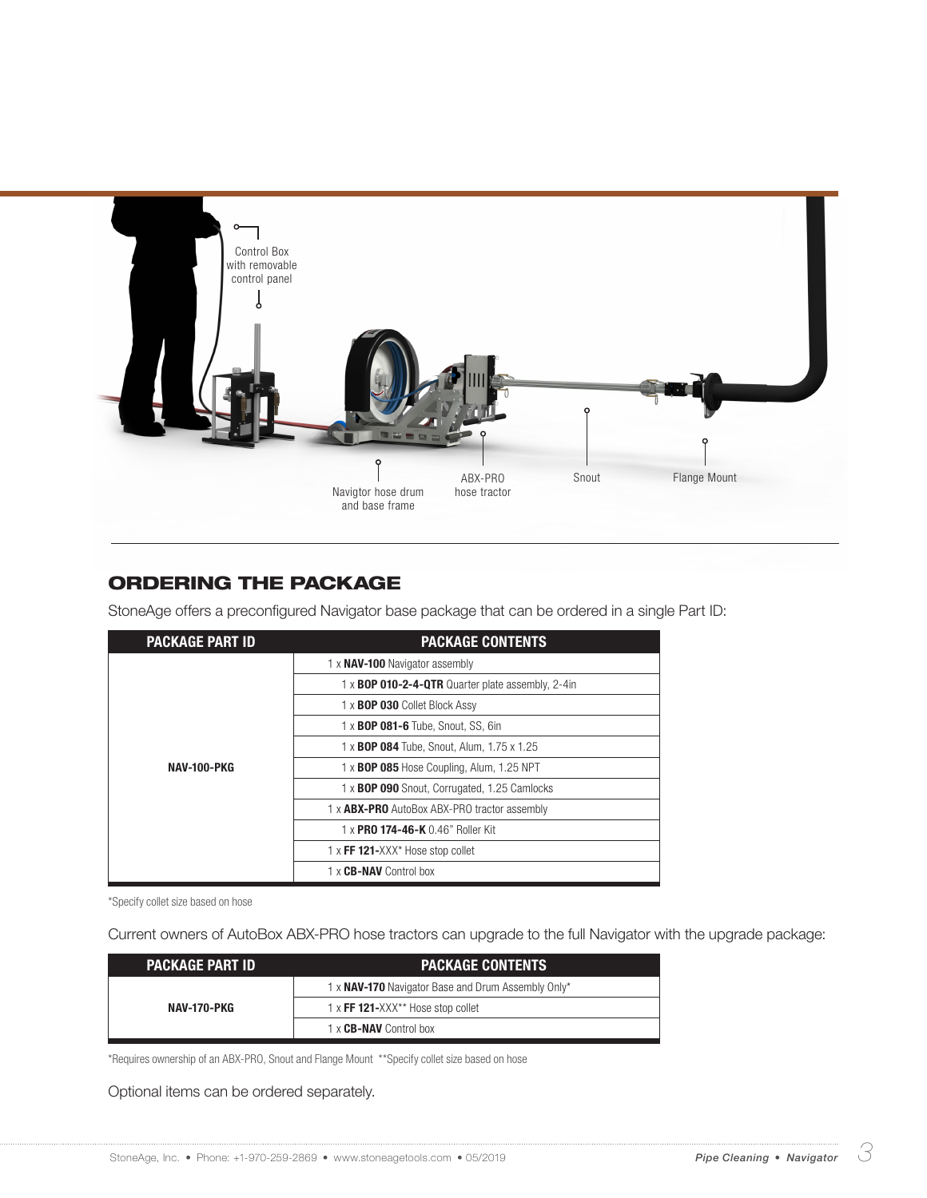Control Box with removable control panel

Navigtor hose drum and base frame

ABX-PRO hose tractor

Snout

Flange Mount

## ORDERING THE PACKAGE

StoneAge offers a preconfigured Navigator base package that can be ordered in a single Part ID:

| PACKAGE PART ID | PACKAGE CONTENTS |
|---|---|
| NAV-100-PKG | 1 x **NAV-100** Navigator assembly |
| | 1 x **BOP 010-2-4-QTR** Quarter plate assembly, 2-4in |
| | 1 x **BOP 030** Collet Block Assy |
| | 1 x **BOP 081-6** Tube, Snout, SS, 6in |
| | 1 x **BOP 084** Tube, Snout, Alum, 1.75 x 1.25 |
| | 1 x **BOP 085** Hose Coupling, Alum, 1.25 NPT |
| | 1 x **BOP 090** Snout, Corrugated, 1.25 Camlocks |
| | 1 x **ABX-PRO** AutoBox ABX-PRO tractor assembly |
| | 1 x **PRO 174-46-K** 0.46" Roller Kit |
| | 1 x **FF 121-**XXX* Hose stop collet |
| | 1 x **CB-NAV** Control box |

*Specify collet size based on hose

Current owners of AutoBox ABX-PRO hose tractors can upgrade to the full Navigator with the upgrade package:

| PACKAGE PART ID | PACKAGE CONTENTS |
|---|---|
| NAV-170-PKG | 1 x **NAV-170** Navigator Base and Drum Assembly Only* |
| | 1 x **FF 121-**XXX** Hose stop collet |
| | 1 x **CB-NAV** Control box |

*Requires ownership of an ABX-PRO, Snout and Flange Mount **Specify collet size based on hose

Optional items can be ordered separately.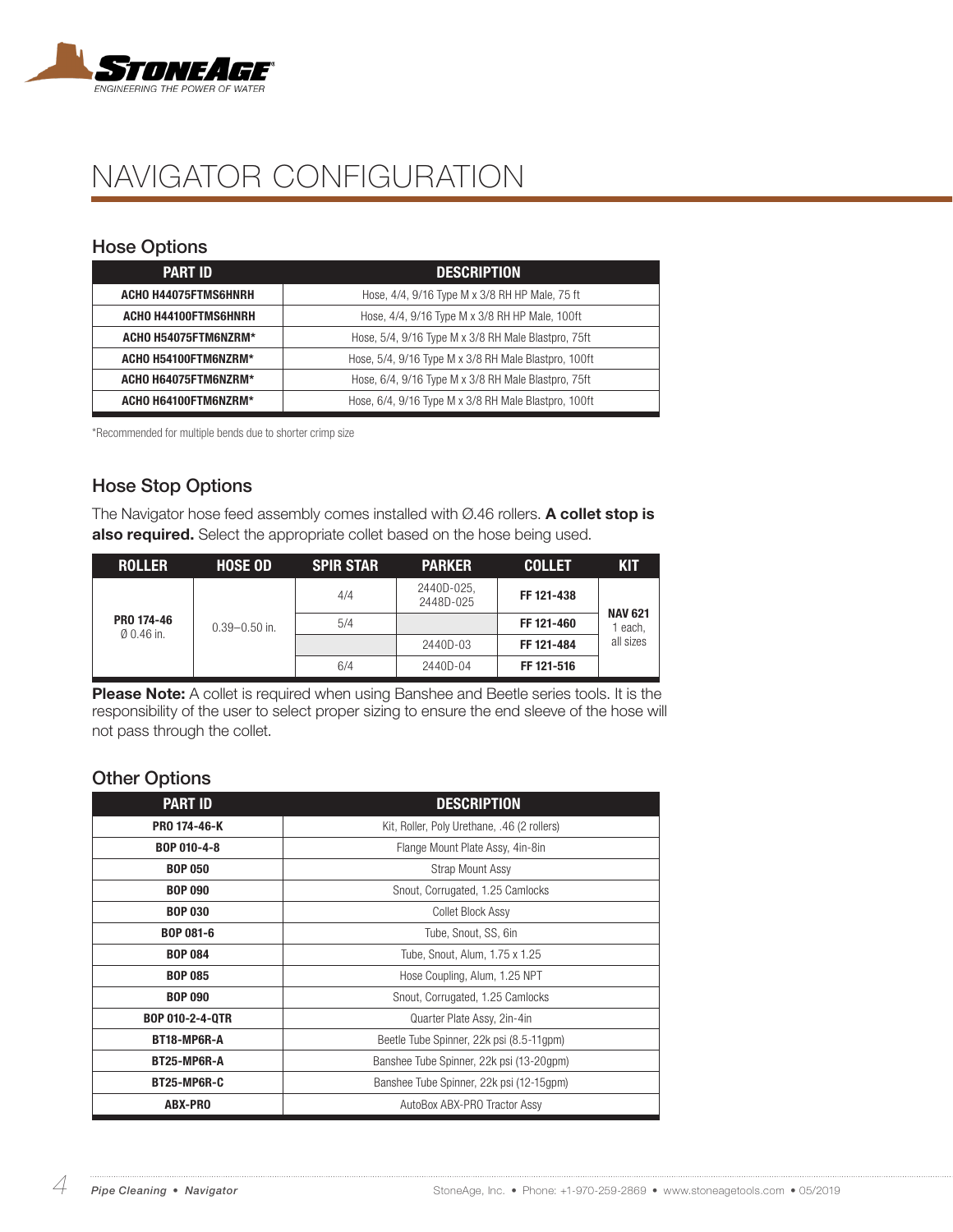# NAVIGATOR CONFIGURATION

## Hose Options

| PART ID | DESCRIPTION |
| --- | --- |
| ACHO H44075FTMS6HNRH | Hose, 4/4, 9/16 Type M x 3/8 RH HP Male, 75 ft |
| ACHO H44100FTMS6HNRH | Hose, 4/4, 9/16 Type M x 3/8 RH HP Male, 100ft |
| ACHO H54075FTM6NZRM* | Hose, 5/4, 9/16 Type M x 3/8 RH Male Blastpro, 75ft |
| ACHO H54100FTM6NZRM* | Hose, 5/4, 9/16 Type M x 3/8 RH Male Blastpro, 100ft |
| ACHO H64075FTM6NZRM* | Hose, 6/4, 9/16 Type M x 3/8 RH Male Blastpro, 75ft |
| ACHO H64100FTM6NZRM* | Hose, 6/4, 9/16 Type M x 3/8 RH Male Blastpro, 100ft |

*Recommended for multiple bends due to shorter crimp size

## Hose Stop Options

The Navigator hose feed assembly comes installed with Ø.46 rollers. **A collet stop is also required.** Select the appropriate collet based on the hose being used.

| ROLLER | HOSE OD | SPIR STAR | PARKER | COLLET | KIT |
| --- | --- | --- | --- | --- | --- |
| PRO 174-46 Ø 0.46 in. | 0.39–0.50 in. | 4/4 | 2440D-025, 2448D-025 | FF 121-438 | NAV 621 1 each, all sizes |
| | | 5/4 | | FF 121-460 | |
| | | | 2440D-03 | FF 121-484 | |
| | | 6/4 | 2440D-04 | FF 121-516 | |

**Please Note:** A collet is required when using Banshee and Beetle series tools. It is the responsibility of the user to select proper sizing to ensure the end sleeve of the hose will not pass through the collet.

## Other Options

| PART ID | DESCRIPTION |
| --- | --- |
| PRO 174-46-K | Kit, Roller, Poly Urethane, .46 (2 rollers) |
| BOP 010-4-8 | Flange Mount Plate Assy, 4in-8in |
| BOP 050 | Strap Mount Assy |
| BOP 090 | Snout, Corrugated, 1.25 Camlocks |
| BOP 030 | Collet Block Assy |
| BOP 081-6 | Tube, Snout, SS, 6in |
| BOP 084 | Tube, Snout, Alum, 1.75 x 1.25 |
| BOP 085 | Hose Coupling, Alum, 1.25 NPT |
| BOP 090 | Snout, Corrugated, 1.25 Camlocks |
| BOP 010-2-4-QTR | Quarter Plate Assy, 2in-4in |
| BT18-MP6R-A | Beetle Tube Spinner, 22k psi (8.5-11gpm) |
| BT25-MP6R-A | Banshee Tube Spinner, 22k psi (13-20gpm) |
| BT25-MP6R-C | Banshee Tube Spinner, 22k psi (12-15gpm) |
| ABX-PRO | AutoBox ABX-PRO Tractor Assy |